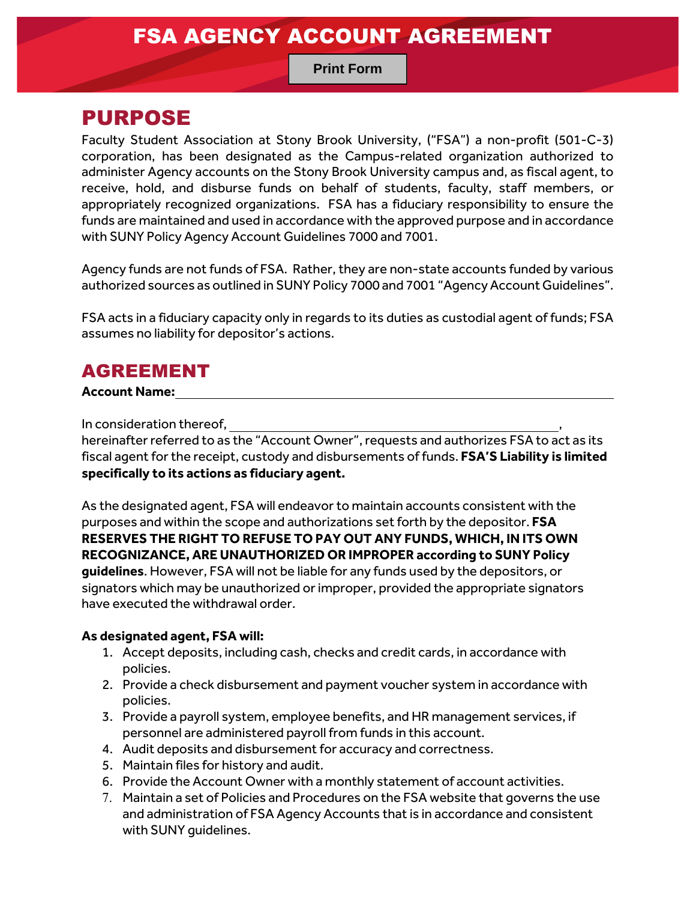# FSA AGENCY ACCOUNT AGREEMENT

Print Form

## PURPOSE

Faculty Student Association at Stony Brook University, ("FSA") a non-profit (501-C-3) corporation, has been designated as the Campus-related organization authorized to administer Agency accounts on the Stony Brook University campus and, as fiscal agent, to receive, hold, and disburse funds on behalf of students, faculty, staff members, or appropriately recognized organizations. FSA has a fiduciary responsibility to ensure the funds are maintained and used in accordance with the approved purpose and in accordance with SUNY Policy Agency Account Guidelines 7000 and 7001.

Agency funds are not funds of FSA. Rather, they are non-state accounts funded by various authorized sources as outlined in SUNY Policy 7000 and 7001 "Agency Account Guidelines".

FSA acts in a fiduciary capacity only in regards to its duties as custodial agent of funds; FSA assumes no liability for depositor's actions.

## AGREEMENT

**Account Name:** ______________________________________________

In consideration thereof, ______________________________________________, hereinafter referred to as the "Account Owner", requests and authorizes FSA to act as its fiscal agent for the receipt, custody and disbursements of funds. **FSA'S Liability is limited specifically to its actions as fiduciary agent.**

As the designated agent, FSA will endeavor to maintain accounts consistent with the purposes and within the scope and authorizations set forth by the depositor. **FSA RESERVES THE RIGHT TO REFUSE TO PAY OUT ANY FUNDS, WHICH, IN ITS OWN RECOGNIZANCE, ARE UNAUTHORIZED OR IMPROPER according to SUNY Policy guidelines**. However, FSA will not be liable for any funds used by the depositors, or signators which may be unauthorized or improper, provided the appropriate signators have executed the withdrawal order.

**As designated agent, FSA will:**

1. Accept deposits, including cash, checks and credit cards, in accordance with policies.
2. Provide a check disbursement and payment voucher system in accordance with policies.
3. Provide a payroll system, employee benefits, and HR management services, if personnel are administered payroll from funds in this account.
4. Audit deposits and disbursement for accuracy and correctness.
5. Maintain files for history and audit.
6. Provide the Account Owner with a monthly statement of account activities.
7. Maintain a set of Policies and Procedures on the FSA website that governs the use and administration of FSA Agency Accounts that is in accordance and consistent with SUNY guidelines.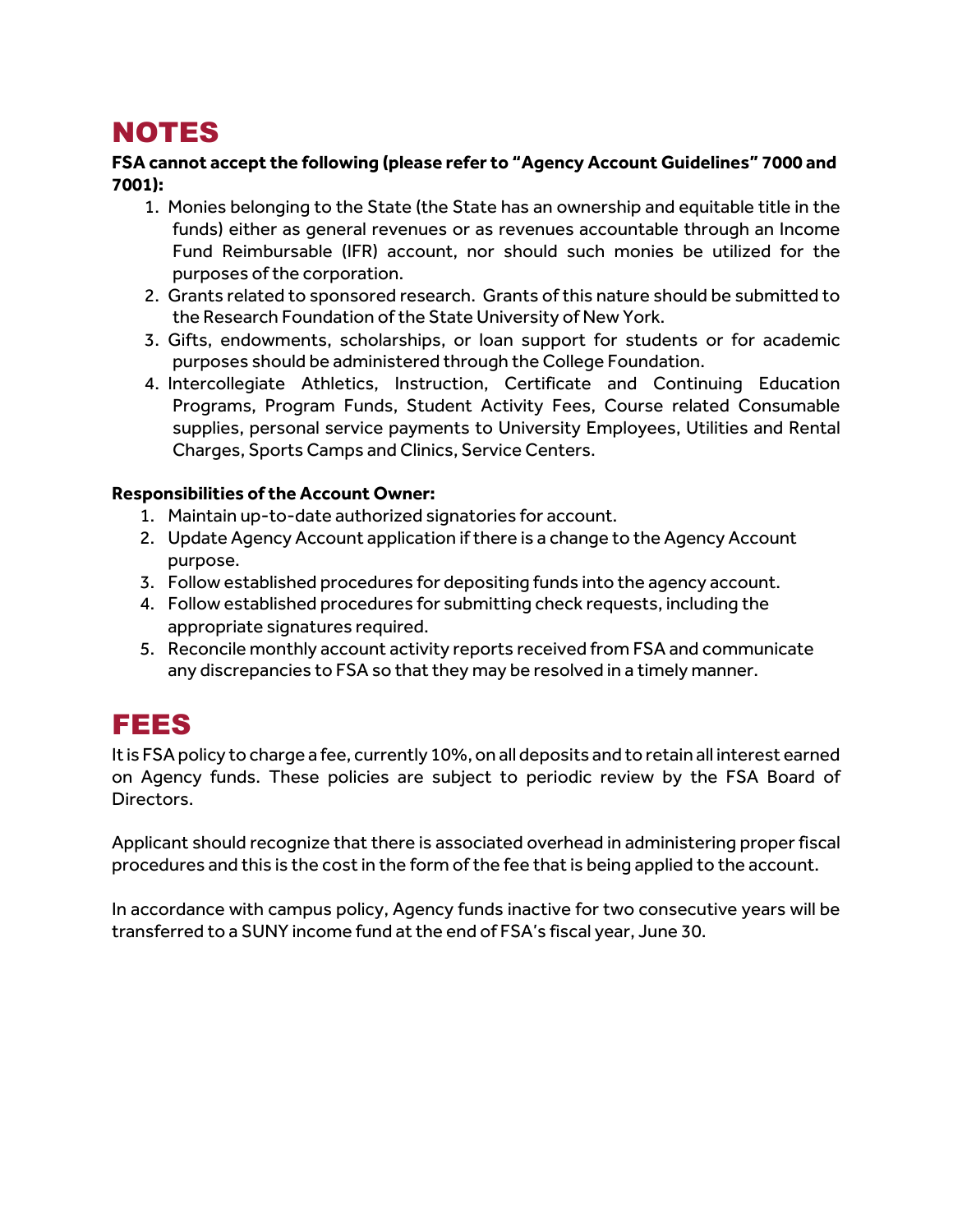# NOTES

**FSA cannot accept the following (please refer to "Agency Account Guidelines" 7000 and 7001):**

1. Monies belonging to the State (the State has an ownership and equitable title in the funds) either as general revenues or as revenues accountable through an Income Fund Reimbursable (IFR) account, nor should such monies be utilized for the purposes of the corporation.
2. Grants related to sponsored research. Grants of this nature should be submitted to the Research Foundation of the State University of New York.
3. Gifts, endowments, scholarships, or loan support for students or for academic purposes should be administered through the College Foundation.
4. Intercollegiate Athletics, Instruction, Certificate and Continuing Education Programs, Program Funds, Student Activity Fees, Course related Consumable supplies, personal service payments to University Employees, Utilities and Rental Charges, Sports Camps and Clinics, Service Centers.

**Responsibilities of the Account Owner:**

1. Maintain up-to-date authorized signatories for account.
2. Update Agency Account application if there is a change to the Agency Account purpose.
3. Follow established procedures for depositing funds into the agency account.
4. Follow established procedures for submitting check requests, including the appropriate signatures required.
5. Reconcile monthly account activity reports received from FSA and communicate any discrepancies to FSA so that they may be resolved in a timely manner.

# FEES

It is FSA policy to charge a fee, currently 10%, on all deposits and to retain all interest earned on Agency funds. These policies are subject to periodic review by the FSA Board of Directors.

Applicant should recognize that there is associated overhead in administering proper fiscal procedures and this is the cost in the form of the fee that is being applied to the account.

In accordance with campus policy, Agency funds inactive for two consecutive years will be transferred to a SUNY income fund at the end of FSA's fiscal year, June 30.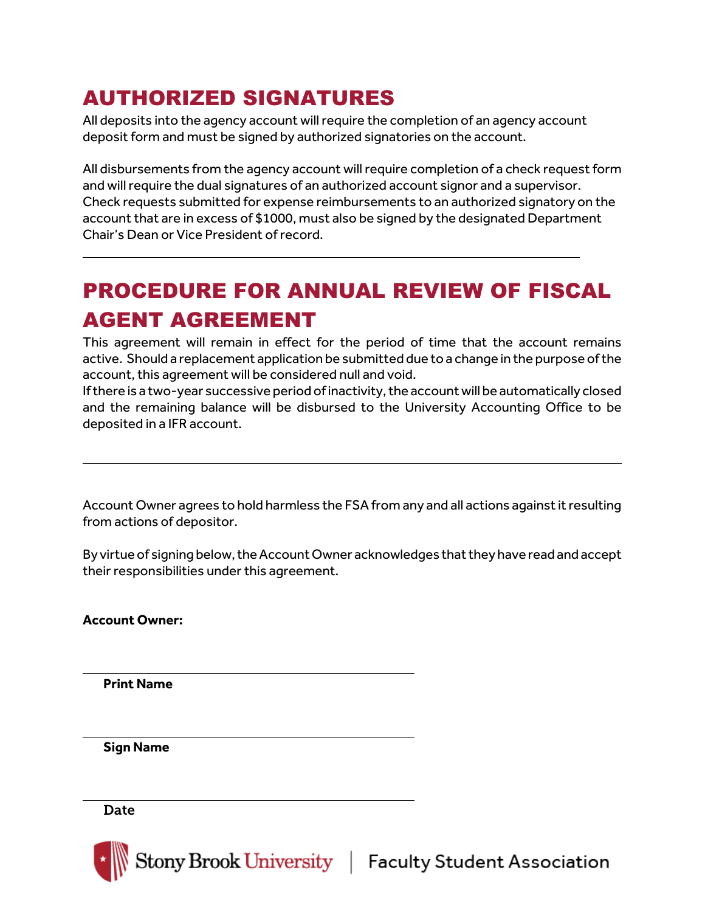## AUTHORIZED SIGNATURES

All deposits into the agency account will require the completion of an agency account deposit form and must be signed by authorized signatories on the account.

All disbursements from the agency account will require completion of a check request form and will require the dual signatures of an authorized account signor and a supervisor. Check requests submitted for expense reimbursements to an authorized signatory on the account that are in excess of $1000, must also be signed by the designated Department Chair's Dean or Vice President of record.

---

## PROCEDURE FOR ANNUAL REVIEW OF FISCAL AGENT AGREEMENT

This agreement will remain in effect for the period of time that the account remains active. Should a replacement application be submitted due to a change in the purpose of the account, this agreement will be considered null and void.

If there is a two-year successive period of inactivity, the account will be automatically closed and the remaining balance will be disbursed to the University Accounting Office to be deposited in a IFR account.

---

Account Owner agrees to hold harmless the FSA from any and all actions against it resulting from actions of depositor.

By virtue of signing below, the Account Owner acknowledges that they have read and accept their responsibilities under this agreement.

**Account Owner:**

\_\_\_\_\_\_\_\_\_\_\_\_\_\_\_\_\_\_\_\_\_\_\_\_\_\_\_\_\_\_\_\_\_\_\_\_\_\_\_\_

**Print Name**

\_\_\_\_\_\_\_\_\_\_\_\_\_\_\_\_\_\_\_\_\_\_\_\_\_\_\_\_\_\_\_\_\_\_\_\_\_\_\_\_

**Sign Name**

\_\_\_\_\_\_\_\_\_\_\_\_\_\_\_\_\_\_\_\_\_\_\_\_\_\_\_\_\_\_\_\_\_\_\_\_\_\_\_\_

**Date**

Stony Brook University | Faculty Student Association